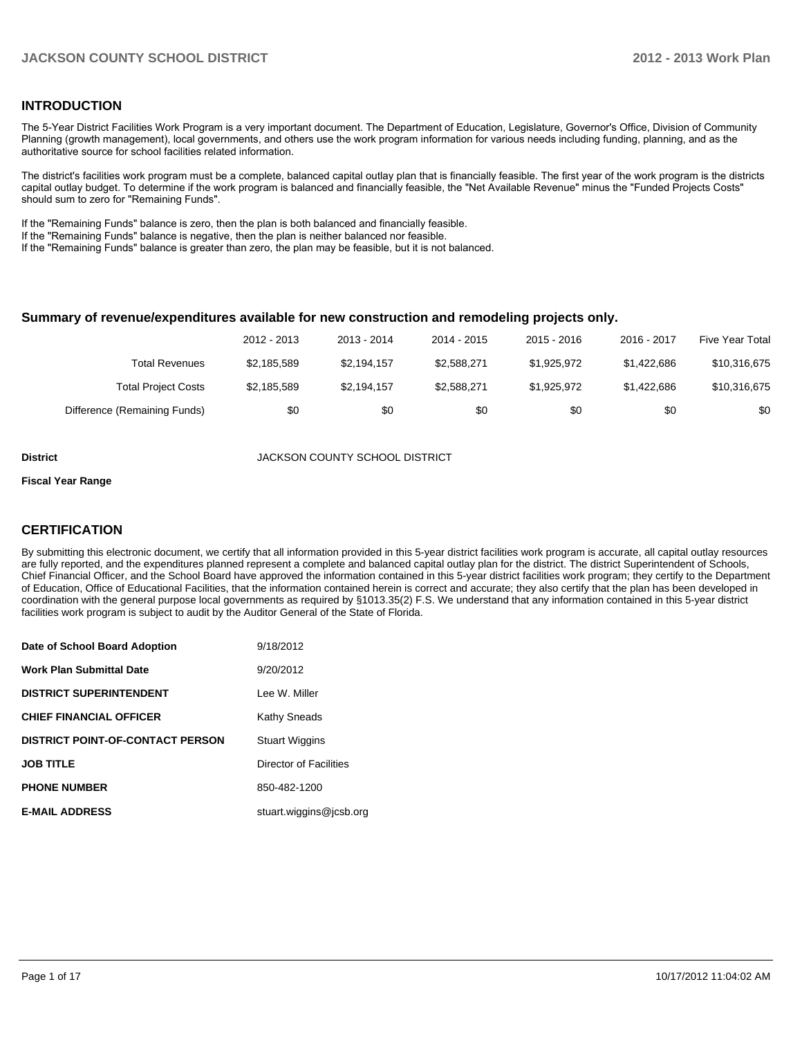## INTRODUCTION

The 5-Year District Facilities Work Program is a very important document. The Department of Education, Legislature, Governor's Office, Division of Community Planning (growth management), local governments, and others use the work program information for various needs including funding, planning, and as the authoritative source for school facilities related information.

The district's facilities work program must be a complete, balanced capital outlay plan that is financially feasible. The first year of the work program is the districts capital outlay budget. To determine if the work program is balanced and financially feasible, the "Net Available Revenue" minus the "Funded Projects Costs" should sum to zero for "Remaining Funds".

If the "Remaining Funds" balance is zero, then the plan is both balanced and financially feasible.
If the "Remaining Funds" balance is negative, then the plan is neither balanced nor feasible.
If the "Remaining Funds" balance is greater than zero, the plan may be feasible, but it is not balanced.

### Summary of revenue/expenditures available for new construction and remodeling projects only.

| | 2012 - 2013 | 2013 - 2014 | 2014 - 2015 | 2015 - 2016 | 2016 - 2017 | Five Year Total |
|---|---|---|---|---|---|---|
| Total Revenues | $2,185,589 | $2,194,157 | $2,588,271 | $1,925,972 | $1,422,686 | $10,316,675 |
| Total Project Costs | $2,185,589 | $2,194,157 | $2,588,271 | $1,925,972 | $1,422,686 | $10,316,675 |
| Difference (Remaining Funds) | $0 | $0 | $0 | $0 | $0 | $0 |

**District** JACKSON COUNTY SCHOOL DISTRICT

**Fiscal Year Range**

## CERTIFICATION

By submitting this electronic document, we certify that all information provided in this 5-year district facilities work program is accurate, all capital outlay resources are fully reported, and the expenditures planned represent a complete and balanced capital outlay plan for the district. The district Superintendent of Schools, Chief Financial Officer, and the School Board have approved the information contained in this 5-year district facilities work program; they certify to the Department of Education, Office of Educational Facilities, that the information contained herein is correct and accurate; they also certify that the plan has been developed in coordination with the general purpose local governments as required by §1013.35(2) F.S. We understand that any information contained in this 5-year district facilities work program is subject to audit by the Auditor General of the State of Florida.

| | |
|---|---|
| **Date of School Board Adoption** | 9/18/2012 |
| **Work Plan Submittal Date** | 9/20/2012 |
| **DISTRICT SUPERINTENDENT** | Lee W. Miller |
| **CHIEF FINANCIAL OFFICER** | Kathy Sneads |
| **DISTRICT POINT-OF-CONTACT PERSON** | Stuart Wiggins |
| **JOB TITLE** | Director of Facilities |
| **PHONE NUMBER** | 850-482-1200 |
| **E-MAIL ADDRESS** | stuart.wiggins@jcsb.org |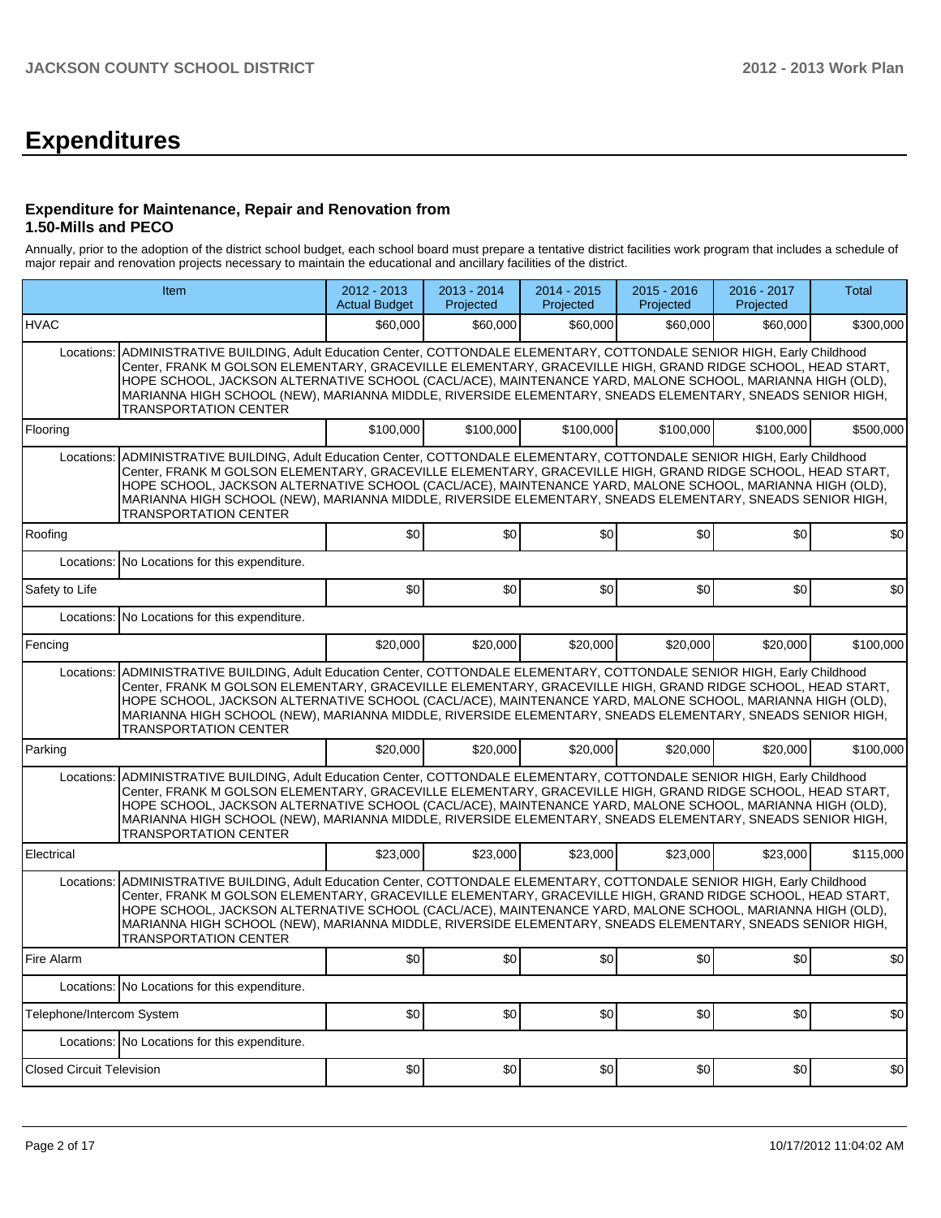# Expenditures

### Expenditure for Maintenance, Repair and Renovation from 1.50-Mills and PECO

Annually, prior to the adoption of the district school budget, each school board must prepare a tentative district facilities work program that includes a schedule of major repair and renovation projects necessary to maintain the educational and ancillary facilities of the district.

| Item | | 2012 - 2013 Actual Budget | 2013 - 2014 Projected | 2014 - 2015 Projected | 2015 - 2016 Projected | 2016 - 2017 Projected | Total |
|---|---|---|---|---|---|---|---|
| HVAC | | $60,000 | $60,000 | $60,000 | $60,000 | $60,000 | $300,000 |
| Locations: | ADMINISTRATIVE BUILDING, Adult Education Center, COTTONDALE ELEMENTARY, COTTONDALE SENIOR HIGH, Early Childhood Center, FRANK M GOLSON ELEMENTARY, GRACEVILLE ELEMENTARY, GRACEVILLE HIGH, GRAND RIDGE SCHOOL, HEAD START, HOPE SCHOOL, JACKSON ALTERNATIVE SCHOOL (CACL/ACE), MAINTENANCE YARD, MALONE SCHOOL, MARIANNA HIGH (OLD), MARIANNA HIGH SCHOOL (NEW), MARIANNA MIDDLE, RIVERSIDE ELEMENTARY, SNEADS ELEMENTARY, SNEADS SENIOR HIGH, TRANSPORTATION CENTER | | | | | | |
| Flooring | | $100,000 | $100,000 | $100,000 | $100,000 | $100,000 | $500,000 |
| Locations: | ADMINISTRATIVE BUILDING, Adult Education Center, COTTONDALE ELEMENTARY, COTTONDALE SENIOR HIGH, Early Childhood Center, FRANK M GOLSON ELEMENTARY, GRACEVILLE ELEMENTARY, GRACEVILLE HIGH, GRAND RIDGE SCHOOL, HEAD START, HOPE SCHOOL, JACKSON ALTERNATIVE SCHOOL (CACL/ACE), MAINTENANCE YARD, MALONE SCHOOL, MARIANNA HIGH (OLD), MARIANNA HIGH SCHOOL (NEW), MARIANNA MIDDLE, RIVERSIDE ELEMENTARY, SNEADS ELEMENTARY, SNEADS SENIOR HIGH, TRANSPORTATION CENTER | | | | | | |
| Roofing | | $0 | $0 | $0 | $0 | $0 | $0 |
| Locations: | No Locations for this expenditure. | | | | | | |
| Safety to Life | | $0 | $0 | $0 | $0 | $0 | $0 |
| Locations: | No Locations for this expenditure. | | | | | | |
| Fencing | | $20,000 | $20,000 | $20,000 | $20,000 | $20,000 | $100,000 |
| Locations: | ADMINISTRATIVE BUILDING, Adult Education Center, COTTONDALE ELEMENTARY, COTTONDALE SENIOR HIGH, Early Childhood Center, FRANK M GOLSON ELEMENTARY, GRACEVILLE ELEMENTARY, GRACEVILLE HIGH, GRAND RIDGE SCHOOL, HEAD START, HOPE SCHOOL, JACKSON ALTERNATIVE SCHOOL (CACL/ACE), MAINTENANCE YARD, MALONE SCHOOL, MARIANNA HIGH (OLD), MARIANNA HIGH SCHOOL (NEW), MARIANNA MIDDLE, RIVERSIDE ELEMENTARY, SNEADS ELEMENTARY, SNEADS SENIOR HIGH, TRANSPORTATION CENTER | | | | | | |
| Parking | | $20,000 | $20,000 | $20,000 | $20,000 | $20,000 | $100,000 |
| Locations: | ADMINISTRATIVE BUILDING, Adult Education Center, COTTONDALE ELEMENTARY, COTTONDALE SENIOR HIGH, Early Childhood Center, FRANK M GOLSON ELEMENTARY, GRACEVILLE ELEMENTARY, GRACEVILLE HIGH, GRAND RIDGE SCHOOL, HEAD START, HOPE SCHOOL, JACKSON ALTERNATIVE SCHOOL (CACL/ACE), MAINTENANCE YARD, MALONE SCHOOL, MARIANNA HIGH (OLD), MARIANNA HIGH SCHOOL (NEW), MARIANNA MIDDLE, RIVERSIDE ELEMENTARY, SNEADS ELEMENTARY, SNEADS SENIOR HIGH, TRANSPORTATION CENTER | | | | | | |
| Electrical | | $23,000 | $23,000 | $23,000 | $23,000 | $23,000 | $115,000 |
| Locations: | ADMINISTRATIVE BUILDING, Adult Education Center, COTTONDALE ELEMENTARY, COTTONDALE SENIOR HIGH, Early Childhood Center, FRANK M GOLSON ELEMENTARY, GRACEVILLE ELEMENTARY, GRACEVILLE HIGH, GRAND RIDGE SCHOOL, HEAD START, HOPE SCHOOL, JACKSON ALTERNATIVE SCHOOL (CACL/ACE), MAINTENANCE YARD, MALONE SCHOOL, MARIANNA HIGH (OLD), MARIANNA HIGH SCHOOL (NEW), MARIANNA MIDDLE, RIVERSIDE ELEMENTARY, SNEADS ELEMENTARY, SNEADS SENIOR HIGH, TRANSPORTATION CENTER | | | | | | |
| Fire Alarm | | $0 | $0 | $0 | $0 | $0 | $0 |
| Locations: | No Locations for this expenditure. | | | | | | |
| Telephone/Intercom System | | $0 | $0 | $0 | $0 | $0 | $0 |
| Locations: | No Locations for this expenditure. | | | | | | |
| Closed Circuit Television | | $0 | $0 | $0 | $0 | $0 | $0 |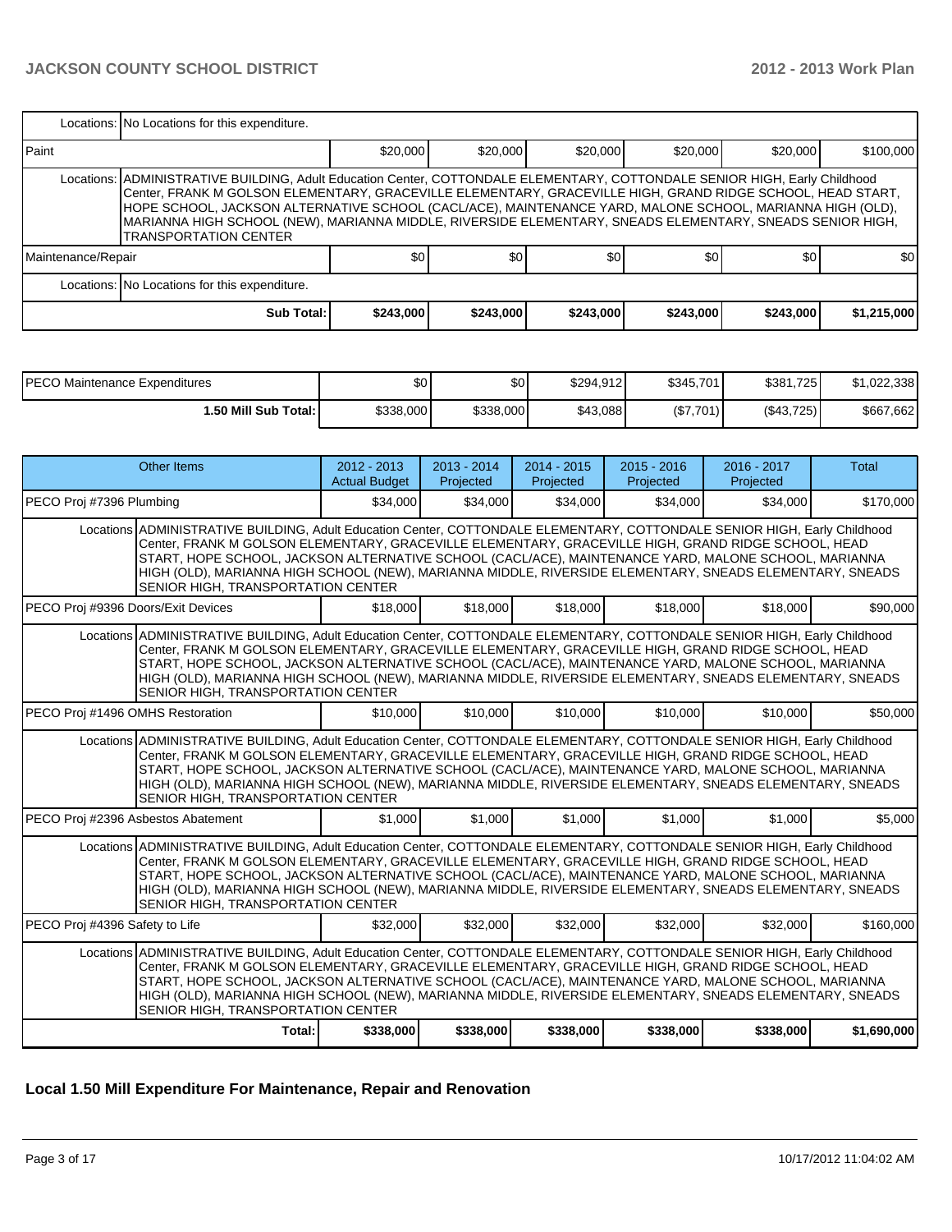| | | | | | | |
|---|---|---|---|---|---|---|
| Locations: | No Locations for this expenditure. | | | | | |
| Paint | $20,000 | $20,000 | $20,000 | $20,000 | $20,000 | $100,000 |
| Locations: | ADMINISTRATIVE BUILDING, Adult Education Center, COTTONDALE ELEMENTARY, COTTONDALE SENIOR HIGH, Early Childhood Center, FRANK M GOLSON ELEMENTARY, GRACEVILLE ELEMENTARY, GRACEVILLE HIGH, GRAND RIDGE SCHOOL, HEAD START, HOPE SCHOOL, JACKSON ALTERNATIVE SCHOOL (CACL/ACE), MAINTENANCE YARD, MALONE SCHOOL, MARIANNA HIGH (OLD), MARIANNA HIGH SCHOOL (NEW), MARIANNA MIDDLE, RIVERSIDE ELEMENTARY, SNEADS ELEMENTARY, SNEADS SENIOR HIGH, TRANSPORTATION CENTER | | | | | |
| Maintenance/Repair | $0 | $0 | $0 | $0 | $0 | $0 |
| Locations: | No Locations for this expenditure. | | | | | |
| **Sub Total:** | **$243,000** | **$243,000** | **$243,000** | **$243,000** | **$243,000** | **$1,215,000** |

| | | | | | | |
|---|---|---|---|---|---|---|
| PECO Maintenance Expenditures | $0 | $0 | $294,912 | $345,701 | $381,725 | $1,022,338 |
| **1.50 Mill Sub Total:** | $338,000 | $338,000 | $43,088 | ($7,701) | ($43,725) | $667,662 |

| Other Items | 2012 - 2013 Actual Budget | 2013 - 2014 Projected | 2014 - 2015 Projected | 2015 - 2016 Projected | 2016 - 2017 Projected | Total |
|---|---|---|---|---|---|---|
| PECO Proj #7396 Plumbing | $34,000 | $34,000 | $34,000 | $34,000 | $34,000 | $170,000 |
| Locations | ADMINISTRATIVE BUILDING, Adult Education Center, COTTONDALE ELEMENTARY, COTTONDALE SENIOR HIGH, Early Childhood Center, FRANK M GOLSON ELEMENTARY, GRACEVILLE ELEMENTARY, GRACEVILLE HIGH, GRAND RIDGE SCHOOL, HEAD START, HOPE SCHOOL, JACKSON ALTERNATIVE SCHOOL (CACL/ACE), MAINTENANCE YARD, MALONE SCHOOL, MARIANNA HIGH (OLD), MARIANNA HIGH SCHOOL (NEW), MARIANNA MIDDLE, RIVERSIDE ELEMENTARY, SNEADS ELEMENTARY, SNEADS SENIOR HIGH, TRANSPORTATION CENTER | | | | | |
| PECO Proj #9396 Doors/Exit Devices | $18,000 | $18,000 | $18,000 | $18,000 | $18,000 | $90,000 |
| Locations | ADMINISTRATIVE BUILDING, Adult Education Center, COTTONDALE ELEMENTARY, COTTONDALE SENIOR HIGH, Early Childhood Center, FRANK M GOLSON ELEMENTARY, GRACEVILLE ELEMENTARY, GRACEVILLE HIGH, GRAND RIDGE SCHOOL, HEAD START, HOPE SCHOOL, JACKSON ALTERNATIVE SCHOOL (CACL/ACE), MAINTENANCE YARD, MALONE SCHOOL, MARIANNA HIGH (OLD), MARIANNA HIGH SCHOOL (NEW), MARIANNA MIDDLE, RIVERSIDE ELEMENTARY, SNEADS ELEMENTARY, SNEADS SENIOR HIGH, TRANSPORTATION CENTER | | | | | |
| PECO Proj #1496 OMHS Restoration | $10,000 | $10,000 | $10,000 | $10,000 | $10,000 | $50,000 |
| Locations | ADMINISTRATIVE BUILDING, Adult Education Center, COTTONDALE ELEMENTARY, COTTONDALE SENIOR HIGH, Early Childhood Center, FRANK M GOLSON ELEMENTARY, GRACEVILLE ELEMENTARY, GRACEVILLE HIGH, GRAND RIDGE SCHOOL, HEAD START, HOPE SCHOOL, JACKSON ALTERNATIVE SCHOOL (CACL/ACE), MAINTENANCE YARD, MALONE SCHOOL, MARIANNA HIGH (OLD), MARIANNA HIGH SCHOOL (NEW), MARIANNA MIDDLE, RIVERSIDE ELEMENTARY, SNEADS ELEMENTARY, SNEADS SENIOR HIGH, TRANSPORTATION CENTER | | | | | |
| PECO Proj #2396 Asbestos Abatement | $1,000 | $1,000 | $1,000 | $1,000 | $1,000 | $5,000 |
| Locations | ADMINISTRATIVE BUILDING, Adult Education Center, COTTONDALE ELEMENTARY, COTTONDALE SENIOR HIGH, Early Childhood Center, FRANK M GOLSON ELEMENTARY, GRACEVILLE ELEMENTARY, GRACEVILLE HIGH, GRAND RIDGE SCHOOL, HEAD START, HOPE SCHOOL, JACKSON ALTERNATIVE SCHOOL (CACL/ACE), MAINTENANCE YARD, MALONE SCHOOL, MARIANNA HIGH (OLD), MARIANNA HIGH SCHOOL (NEW), MARIANNA MIDDLE, RIVERSIDE ELEMENTARY, SNEADS ELEMENTARY, SNEADS SENIOR HIGH, TRANSPORTATION CENTER | | | | | |
| PECO Proj #4396 Safety to Life | $32,000 | $32,000 | $32,000 | $32,000 | $32,000 | $160,000 |
| Locations | ADMINISTRATIVE BUILDING, Adult Education Center, COTTONDALE ELEMENTARY, COTTONDALE SENIOR HIGH, Early Childhood Center, FRANK M GOLSON ELEMENTARY, GRACEVILLE ELEMENTARY, GRACEVILLE HIGH, GRAND RIDGE SCHOOL, HEAD START, HOPE SCHOOL, JACKSON ALTERNATIVE SCHOOL (CACL/ACE), MAINTENANCE YARD, MALONE SCHOOL, MARIANNA HIGH (OLD), MARIANNA HIGH SCHOOL (NEW), MARIANNA MIDDLE, RIVERSIDE ELEMENTARY, SNEADS ELEMENTARY, SNEADS SENIOR HIGH, TRANSPORTATION CENTER | | | | | |
| **Total:** | **$338,000** | **$338,000** | **$338,000** | **$338,000** | **$338,000** | **$1,690,000** |

## Local 1.50 Mill Expenditure For Maintenance, Repair and Renovation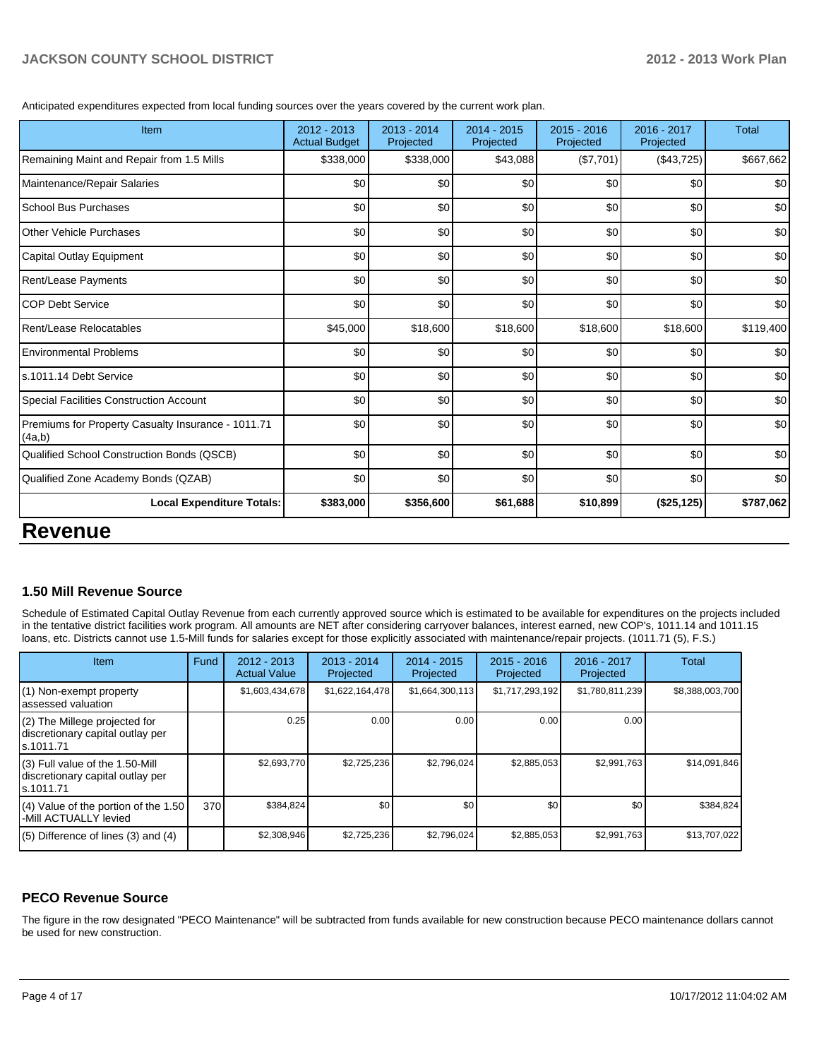Anticipated expenditures expected from local funding sources over the years covered by the current work plan.

| Item | 2012 - 2013 Actual Budget | 2013 - 2014 Projected | 2014 - 2015 Projected | 2015 - 2016 Projected | 2016 - 2017 Projected | Total |
|---|---|---|---|---|---|---|
| Remaining Maint and Repair from 1.5 Mills | $338,000 | $338,000 | $43,088 | ($7,701) | ($43,725) | $667,662 |
| Maintenance/Repair Salaries | $0 | $0 | $0 | $0 | $0 | $0 |
| School Bus Purchases | $0 | $0 | $0 | $0 | $0 | $0 |
| Other Vehicle Purchases | $0 | $0 | $0 | $0 | $0 | $0 |
| Capital Outlay Equipment | $0 | $0 | $0 | $0 | $0 | $0 |
| Rent/Lease Payments | $0 | $0 | $0 | $0 | $0 | $0 |
| COP Debt Service | $0 | $0 | $0 | $0 | $0 | $0 |
| Rent/Lease Relocatables | $45,000 | $18,600 | $18,600 | $18,600 | $18,600 | $119,400 |
| Environmental Problems | $0 | $0 | $0 | $0 | $0 | $0 |
| s.1011.14 Debt Service | $0 | $0 | $0 | $0 | $0 | $0 |
| Special Facilities Construction Account | $0 | $0 | $0 | $0 | $0 | $0 |
| Premiums for Property Casualty Insurance - 1011.71 (4a,b) | $0 | $0 | $0 | $0 | $0 | $0 |
| Qualified School Construction Bonds (QSCB) | $0 | $0 | $0 | $0 | $0 | $0 |
| Qualified Zone Academy Bonds (QZAB) | $0 | $0 | $0 | $0 | $0 | $0 |
| **Local Expenditure Totals:** | **$383,000** | **$356,600** | **$61,688** | **$10,899** | **($25,125)** | **$787,062** |

# Revenue

### 1.50 Mill Revenue Source

Schedule of Estimated Capital Outlay Revenue from each currently approved source which is estimated to be available for expenditures on the projects included in the tentative district facilities work program. All amounts are NET after considering carryover balances, interest earned, new COP's, 1011.14 and 1011.15 loans, etc. Districts cannot use 1.5-Mill funds for salaries except for those explicitly associated with maintenance/repair projects. (1011.71 (5), F.S.)

| Item | Fund | 2012 - 2013 Actual Value | 2013 - 2014 Projected | 2014 - 2015 Projected | 2015 - 2016 Projected | 2016 - 2017 Projected | Total |
|---|---|---|---|---|---|---|---|
| (1) Non-exempt property assessed valuation | | $1,603,434,678 | $1,622,164,478 | $1,664,300,113 | $1,717,293,192 | $1,780,811,239 | $8,388,003,700 |
| (2) The Millege projected for discretionary capital outlay per s.1011.71 | | 0.25 | 0.00 | 0.00 | 0.00 | 0.00 | |
| (3) Full value of the 1.50-Mill discretionary capital outlay per s.1011.71 | | $2,693,770 | $2,725,236 | $2,796,024 | $2,885,053 | $2,991,763 | $14,091,846 |
| (4) Value of the portion of the 1.50 -Mill ACTUALLY levied | 370 | $384,824 | $0 | $0 | $0 | $0 | $384,824 |
| (5) Difference of lines (3) and (4) | | $2,308,946 | $2,725,236 | $2,796,024 | $2,885,053 | $2,991,763 | $13,707,022 |

### PECO Revenue Source

The figure in the row designated "PECO Maintenance" will be subtracted from funds available for new construction because PECO maintenance dollars cannot be used for new construction.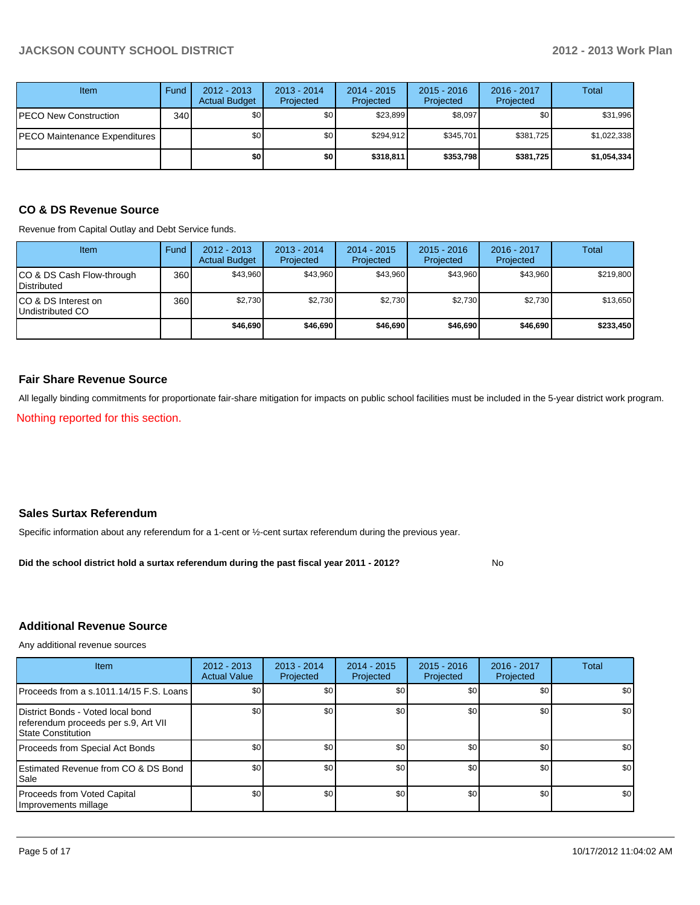| Item | Fund | 2012 - 2013 Actual Budget | 2013 - 2014 Projected | 2014 - 2015 Projected | 2015 - 2016 Projected | 2016 - 2017 Projected | Total |
|---|---|---|---|---|---|---|---|
| PECO New Construction | 340 | $0 | $0 | $23,899 | $8,097 | $0 | $31,996 |
| PECO Maintenance Expenditures | | $0 | $0 | $294,912 | $345,701 | $381,725 | $1,022,338 |
| | | **$0** | **$0** | **$318,811** | **$353,798** | **$381,725** | **$1,054,334** |

### CO & DS Revenue Source

Revenue from Capital Outlay and Debt Service funds.

| Item | Fund | 2012 - 2013 Actual Budget | 2013 - 2014 Projected | 2014 - 2015 Projected | 2015 - 2016 Projected | 2016 - 2017 Projected | Total |
|---|---|---|---|---|---|---|---|
| CO & DS Cash Flow-through Distributed | 360 | $43,960 | $43,960 | $43,960 | $43,960 | $43,960 | $219,800 |
| CO & DS Interest on Undistributed CO | 360 | $2,730 | $2,730 | $2,730 | $2,730 | $2,730 | $13,650 |
| | | **$46,690** | **$46,690** | **$46,690** | **$46,690** | **$46,690** | **$233,450** |

### Fair Share Revenue Source

All legally binding commitments for proportionate fair-share mitigation for impacts on public school facilities must be included in the 5-year district work program.

Nothing reported for this section.

### Sales Surtax Referendum

Specific information about any referendum for a 1-cent or ½-cent surtax referendum during the previous year.

**Did the school district hold a surtax referendum during the past fiscal year 2011 - 2012?** No

### Additional Revenue Source

Any additional revenue sources

| Item | 2012 - 2013 Actual Value | 2013 - 2014 Projected | 2014 - 2015 Projected | 2015 - 2016 Projected | 2016 - 2017 Projected | Total |
|---|---|---|---|---|---|---|
| Proceeds from a s.1011.14/15 F.S. Loans | $0 | $0 | $0 | $0 | $0 | $0 |
| District Bonds - Voted local bond referendum proceeds per s.9, Art VII State Constitution | $0 | $0 | $0 | $0 | $0 | $0 |
| Proceeds from Special Act Bonds | $0 | $0 | $0 | $0 | $0 | $0 |
| Estimated Revenue from CO & DS Bond Sale | $0 | $0 | $0 | $0 | $0 | $0 |
| Proceeds from Voted Capital Improvements millage | $0 | $0 | $0 | $0 | $0 | $0 |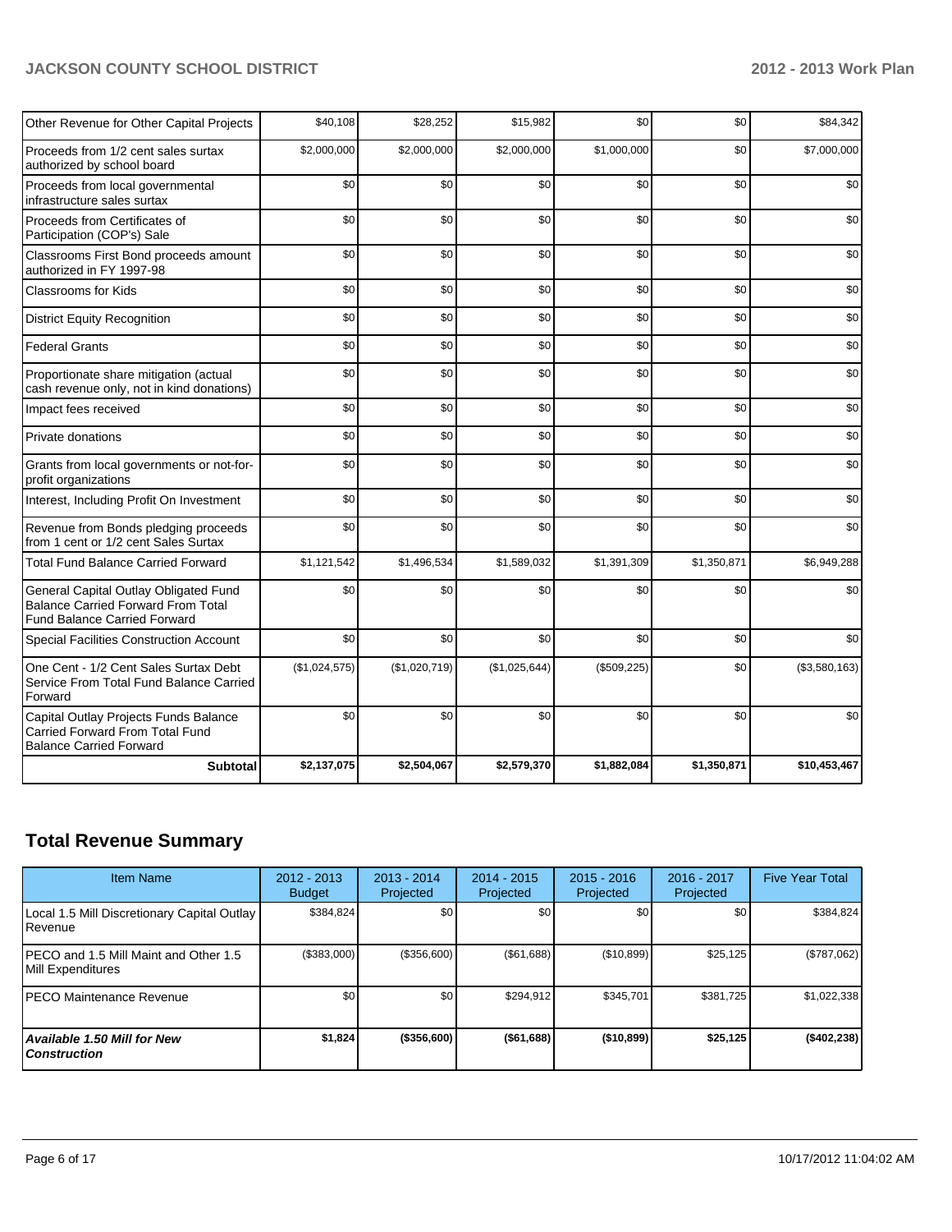| | | | | | | |
|---|---|---|---|---|---|---|
| Other Revenue for Other Capital Projects | $40,108 | $28,252 | $15,982 | $0 | $0 | $84,342 |
| Proceeds from 1/2 cent sales surtax authorized by school board | $2,000,000 | $2,000,000 | $2,000,000 | $1,000,000 | $0 | $7,000,000 |
| Proceeds from local governmental infrastructure sales surtax | $0 | $0 | $0 | $0 | $0 | $0 |
| Proceeds from Certificates of Participation (COP's) Sale | $0 | $0 | $0 | $0 | $0 | $0 |
| Classrooms First Bond proceeds amount authorized in FY 1997-98 | $0 | $0 | $0 | $0 | $0 | $0 |
| Classrooms for Kids | $0 | $0 | $0 | $0 | $0 | $0 |
| District Equity Recognition | $0 | $0 | $0 | $0 | $0 | $0 |
| Federal Grants | $0 | $0 | $0 | $0 | $0 | $0 |
| Proportionate share mitigation (actual cash revenue only, not in kind donations) | $0 | $0 | $0 | $0 | $0 | $0 |
| Impact fees received | $0 | $0 | $0 | $0 | $0 | $0 |
| Private donations | $0 | $0 | $0 | $0 | $0 | $0 |
| Grants from local governments or not-for-profit organizations | $0 | $0 | $0 | $0 | $0 | $0 |
| Interest, Including Profit On Investment | $0 | $0 | $0 | $0 | $0 | $0 |
| Revenue from Bonds pledging proceeds from 1 cent or 1/2 cent Sales Surtax | $0 | $0 | $0 | $0 | $0 | $0 |
| Total Fund Balance Carried Forward | $1,121,542 | $1,496,534 | $1,589,032 | $1,391,309 | $1,350,871 | $6,949,288 |
| General Capital Outlay Obligated Fund Balance Carried Forward From Total Fund Balance Carried Forward | $0 | $0 | $0 | $0 | $0 | $0 |
| Special Facilities Construction Account | $0 | $0 | $0 | $0 | $0 | $0 |
| One Cent - 1/2 Cent Sales Surtax Debt Service From Total Fund Balance Carried Forward | ($1,024,575) | ($1,020,719) | ($1,025,644) | ($509,225) | $0 | ($3,580,163) |
| Capital Outlay Projects Funds Balance Carried Forward From Total Fund Balance Carried Forward | $0 | $0 | $0 | $0 | $0 | $0 |
| **Subtotal** | **$2,137,075** | **$2,504,067** | **$2,579,370** | **$1,882,084** | **$1,350,871** | **$10,453,467** |

## Total Revenue Summary

| Item Name | 2012 - 2013 Budget | 2013 - 2014 Projected | 2014 - 2015 Projected | 2015 - 2016 Projected | 2016 - 2017 Projected | Five Year Total |
|---|---|---|---|---|---|---|
| Local 1.5 Mill Discretionary Capital Outlay Revenue | $384,824 | $0 | $0 | $0 | $0 | $384,824 |
| PECO and 1.5 Mill Maint and Other 1.5 Mill Expenditures | ($383,000) | ($356,600) | ($61,688) | ($10,899) | $25,125 | ($787,062) |
| PECO Maintenance Revenue | $0 | $0 | $294,912 | $345,701 | $381,725 | $1,022,338 |
| ***Available 1.50 Mill for New Construction*** | **$1,824** | **($356,600)** | **($61,688)** | **($10,899)** | **$25,125** | **($402,238)** |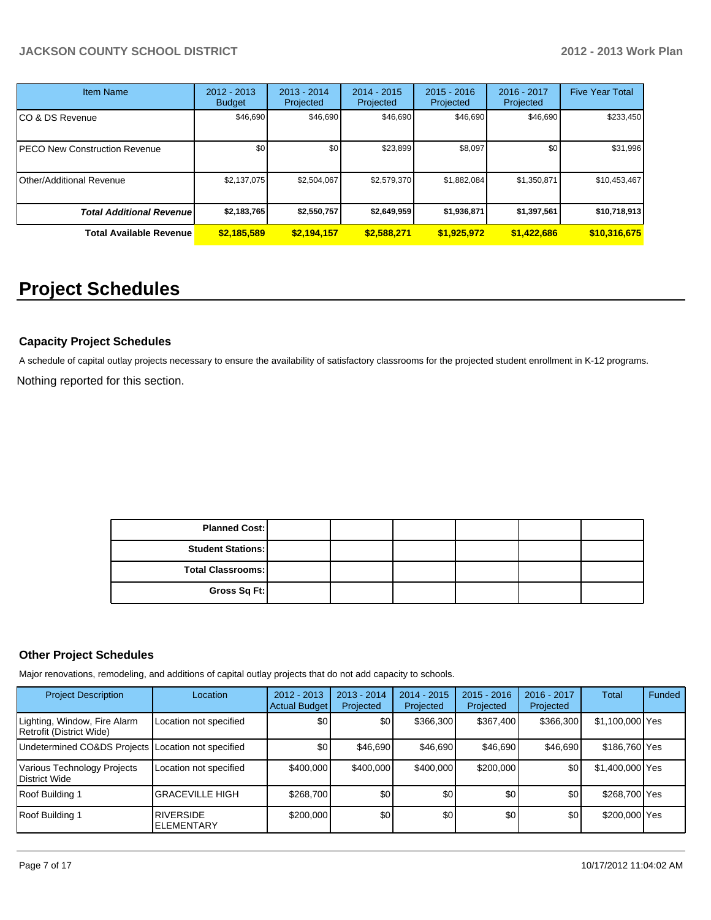| Item Name | 2012 - 2013 Budget | 2013 - 2014 Projected | 2014 - 2015 Projected | 2015 - 2016 Projected | 2016 - 2017 Projected | Five Year Total |
|---|---|---|---|---|---|---|
| CO & DS Revenue | $46,690 | $46,690 | $46,690 | $46,690 | $46,690 | $233,450 |
| PECO New Construction Revenue | $0 | $0 | $23,899 | $8,097 | $0 | $31,996 |
| Other/Additional Revenue | $2,137,075 | $2,504,067 | $2,579,370 | $1,882,084 | $1,350,871 | $10,453,467 |
| ***Total Additional Revenue*** | **$2,183,765** | **$2,550,757** | **$2,649,959** | **$1,936,871** | **$1,397,561** | **$10,718,913** |
| **Total Available Revenue** | **$2,185,589** | **$2,194,157** | **$2,588,271** | **$1,925,972** | **$1,422,686** | **$10,316,675** |

# Project Schedules

### Capacity Project Schedules

A schedule of capital outlay projects necessary to ensure the availability of satisfactory classrooms for the projected student enrollment in K-12 programs.

Nothing reported for this section.

| | | | | | | |
|---|---|---|---|---|---|---|
| **Planned Cost:** | | | | | | |
| **Student Stations:** | | | | | | |
| **Total Classrooms:** | | | | | | |
| **Gross Sq Ft:** | | | | | | |

### Other Project Schedules

Major renovations, remodeling, and additions of capital outlay projects that do not add capacity to schools.

| Project Description | Location | 2012 - 2013 Actual Budget | 2013 - 2014 Projected | 2014 - 2015 Projected | 2015 - 2016 Projected | 2016 - 2017 Projected | Total | Funded |
|---|---|---|---|---|---|---|---|---|
| Lighting, Window, Fire Alarm Retrofit (District Wide) | Location not specified | $0 | $0 | $366,300 | $367,400 | $366,300 | $1,100,000 | Yes |
| Undetermined CO&DS Projects | Location not specified | $0 | $46,690 | $46,690 | $46,690 | $46,690 | $186,760 | Yes |
| Various Technology Projects District Wide | Location not specified | $400,000 | $400,000 | $400,000 | $200,000 | $0 | $1,400,000 | Yes |
| Roof Building 1 | GRACEVILLE HIGH | $268,700 | $0 | $0 | $0 | $0 | $268,700 | Yes |
| Roof Building 1 | RIVERSIDE ELEMENTARY | $200,000 | $0 | $0 | $0 | $0 | $200,000 | Yes |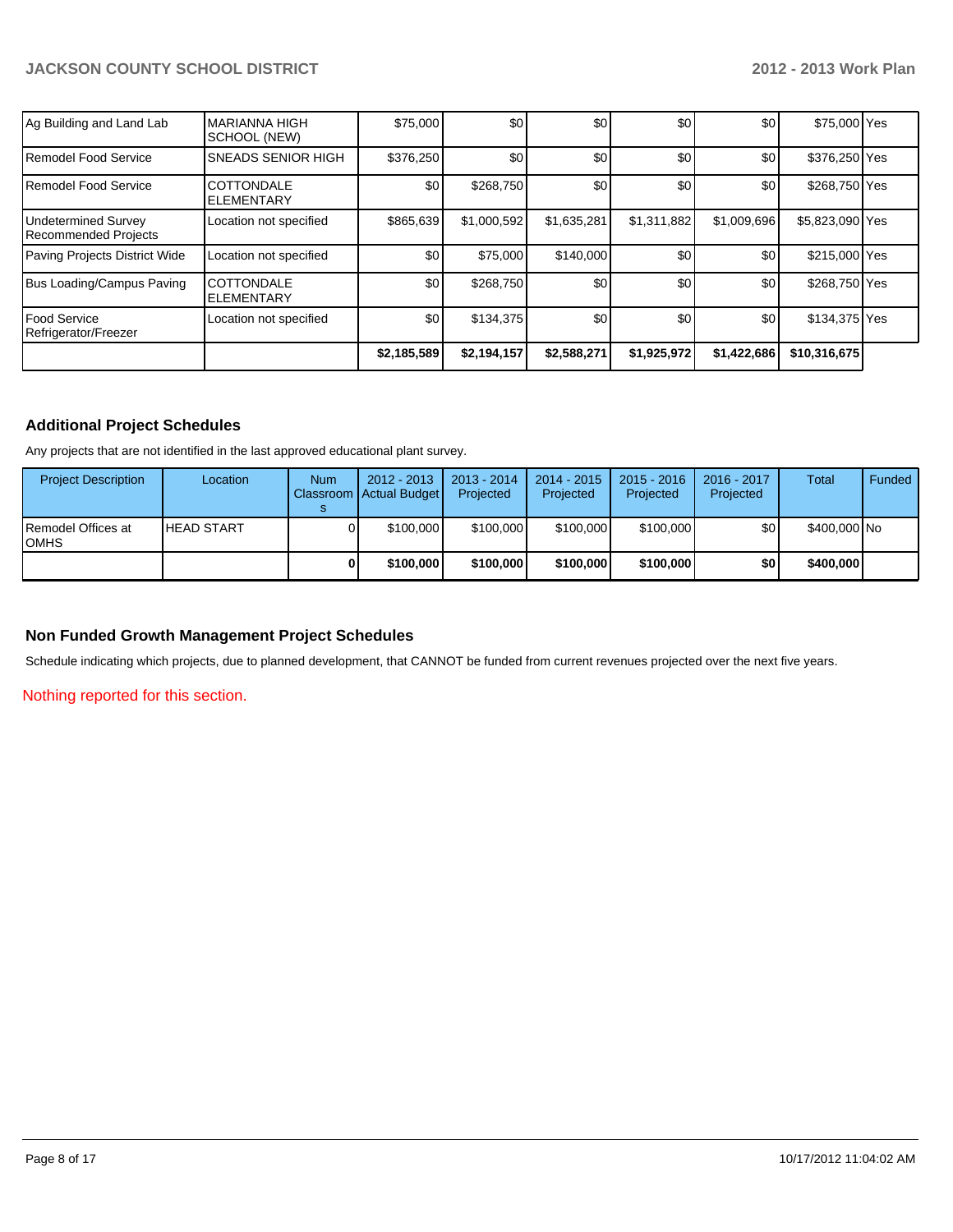| | | | | | | | | |
|---|---|---|---|---|---|---|---|---|
| Ag Building and Land Lab | MARIANNA HIGH SCHOOL (NEW) | $75,000 | $0 | $0 | $0 | $0 | $75,000 | Yes |
| Remodel Food Service | SNEADS SENIOR HIGH | $376,250 | $0 | $0 | $0 | $0 | $376,250 | Yes |
| Remodel Food Service | COTTONDALE ELEMENTARY | $0 | $268,750 | $0 | $0 | $0 | $268,750 | Yes |
| Undetermined Survey Recommended Projects | Location not specified | $865,639 | $1,000,592 | $1,635,281 | $1,311,882 | $1,009,696 | $5,823,090 | Yes |
| Paving Projects District Wide | Location not specified | $0 | $75,000 | $140,000 | $0 | $0 | $215,000 | Yes |
| Bus Loading/Campus Paving | COTTONDALE ELEMENTARY | $0 | $268,750 | $0 | $0 | $0 | $268,750 | Yes |
| Food Service Refrigerator/Freezer | Location not specified | $0 | $134,375 | $0 | $0 | $0 | $134,375 | Yes |
| | | **$2,185,589** | **$2,194,157** | **$2,588,271** | **$1,925,972** | **$1,422,686** | **$10,316,675** | |

### Additional Project Schedules

Any projects that are not identified in the last approved educational plant survey.

| Project Description | Location | Num Classrooms | 2012 - 2013 Actual Budget | 2013 - 2014 Projected | 2014 - 2015 Projected | 2015 - 2016 Projected | 2016 - 2017 Projected | Total | Funded |
|---|---|---|---|---|---|---|---|---|---|
| Remodel Offices at OMHS | HEAD START | 0 | $100,000 | $100,000 | $100,000 | $100,000 | $0 | $400,000 | No |
| | | **0** | **$100,000** | **$100,000** | **$100,000** | **$100,000** | **$0** | **$400,000** | |

### Non Funded Growth Management Project Schedules

Schedule indicating which projects, due to planned development, that CANNOT be funded from current revenues projected over the next five years.

Nothing reported for this section.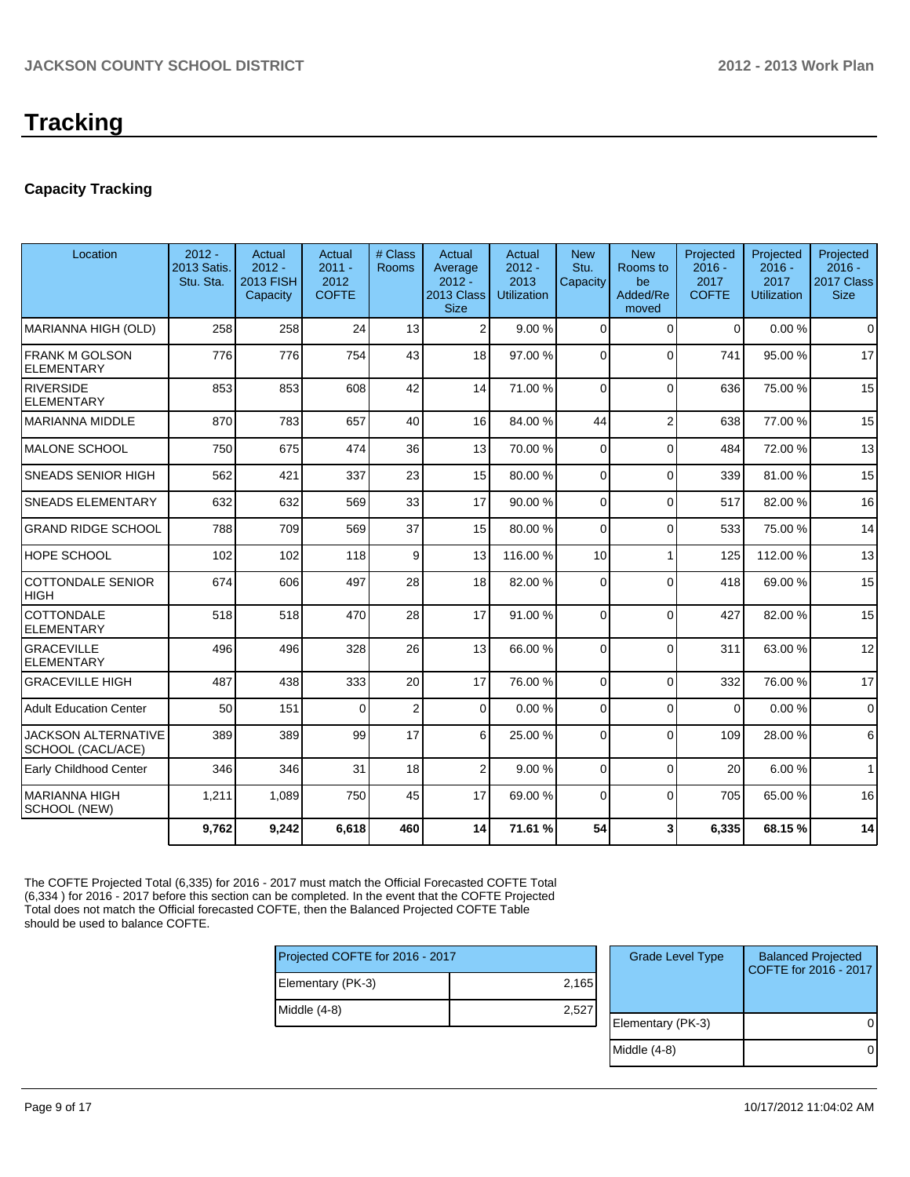# Tracking

## Capacity Tracking

| Location | 2012 - 2013 Satis. Stu. Sta. | Actual 2012 - 2013 FISH Capacity | Actual 2011 - 2012 COFTE | # Class Rooms | Actual Average 2012 - 2013 Class Size | Actual 2012 - 2013 Utilization | New Stu. Capacity | New Rooms to be Added/Removed | Projected 2016 - 2017 COFTE | Projected 2016 - 2017 Utilization | Projected 2016 - 2017 Class Size |
|---|---|---|---|---|---|---|---|---|---|---|---|
| MARIANNA HIGH (OLD) | 258 | 258 | 24 | 13 | 2 | 9.00 % | 0 | 0 | 0 | 0.00 % | 0 |
| FRANK M GOLSON ELEMENTARY | 776 | 776 | 754 | 43 | 18 | 97.00 % | 0 | 0 | 741 | 95.00 % | 17 |
| RIVERSIDE ELEMENTARY | 853 | 853 | 608 | 42 | 14 | 71.00 % | 0 | 0 | 636 | 75.00 % | 15 |
| MARIANNA MIDDLE | 870 | 783 | 657 | 40 | 16 | 84.00 % | 44 | 2 | 638 | 77.00 % | 15 |
| MALONE SCHOOL | 750 | 675 | 474 | 36 | 13 | 70.00 % | 0 | 0 | 484 | 72.00 % | 13 |
| SNEADS SENIOR HIGH | 562 | 421 | 337 | 23 | 15 | 80.00 % | 0 | 0 | 339 | 81.00 % | 15 |
| SNEADS ELEMENTARY | 632 | 632 | 569 | 33 | 17 | 90.00 % | 0 | 0 | 517 | 82.00 % | 16 |
| GRAND RIDGE SCHOOL | 788 | 709 | 569 | 37 | 15 | 80.00 % | 0 | 0 | 533 | 75.00 % | 14 |
| HOPE SCHOOL | 102 | 102 | 118 | 9 | 13 | 116.00 % | 10 | 1 | 125 | 112.00 % | 13 |
| COTTONDALE SENIOR HIGH | 674 | 606 | 497 | 28 | 18 | 82.00 % | 0 | 0 | 418 | 69.00 % | 15 |
| COTTONDALE ELEMENTARY | 518 | 518 | 470 | 28 | 17 | 91.00 % | 0 | 0 | 427 | 82.00 % | 15 |
| GRACEVILLE ELEMENTARY | 496 | 496 | 328 | 26 | 13 | 66.00 % | 0 | 0 | 311 | 63.00 % | 12 |
| GRACEVILLE HIGH | 487 | 438 | 333 | 20 | 17 | 76.00 % | 0 | 0 | 332 | 76.00 % | 17 |
| Adult Education Center | 50 | 151 | 0 | 2 | 0 | 0.00 % | 0 | 0 | 0 | 0.00 % | 0 |
| JACKSON ALTERNATIVE SCHOOL (CACL/ACE) | 389 | 389 | 99 | 17 | 6 | 25.00 % | 0 | 0 | 109 | 28.00 % | 6 |
| Early Childhood Center | 346 | 346 | 31 | 18 | 2 | 9.00 % | 0 | 0 | 20 | 6.00 % | 1 |
| MARIANNA HIGH SCHOOL (NEW) | 1,211 | 1,089 | 750 | 45 | 17 | 69.00 % | 0 | 0 | 705 | 65.00 % | 16 |
| | **9,762** | **9,242** | **6,618** | **460** | **14** | **71.61 %** | **54** | **3** | **6,335** | **68.15 %** | **14** |

The COFTE Projected Total (6,335) for 2016 - 2017 must match the Official Forecasted COFTE Total (6,334 ) for 2016 - 2017 before this section can be completed. In the event that the COFTE Projected Total does not match the Official forecasted COFTE, then the Balanced Projected COFTE Table should be used to balance COFTE.

| Projected COFTE for 2016 - 2017 | |
|---|---|
| Elementary (PK-3) | 2,165 |
| Middle (4-8) | 2,527 |

| Grade Level Type | Balanced Projected COFTE for 2016 - 2017 |
|---|---|
| Elementary (PK-3) | 0 |
| Middle (4-8) | 0 |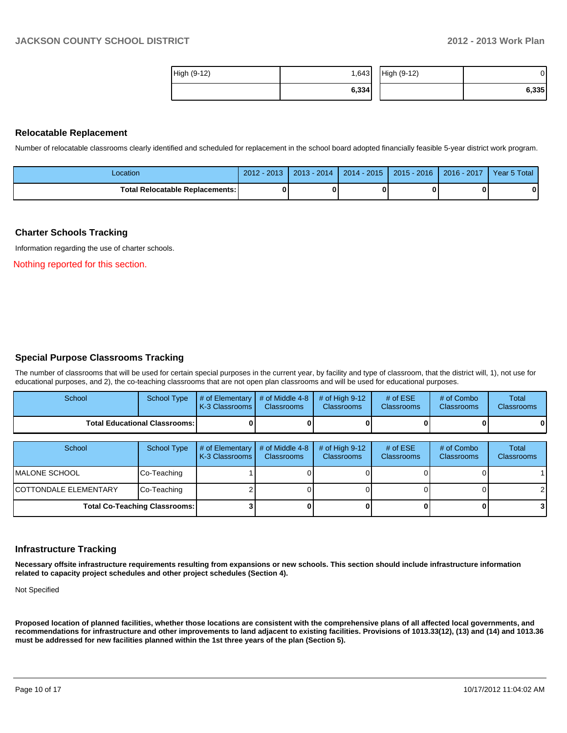| High (9-12) | 1,643 |
|---|---|
| | **6,334** |

| High (9-12) | 0 |
|---|---|
| | **6,335** |

## Relocatable Replacement

Number of relocatable classrooms clearly identified and scheduled for replacement in the school board adopted financially feasible 5-year district work program.

| Location | 2012 - 2013 | 2013 - 2014 | 2014 - 2015 | 2015 - 2016 | 2016 - 2017 | Year 5 Total |
|---|---|---|---|---|---|---|
| **Total Relocatable Replacements:** | **0** | **0** | **0** | **0** | **0** | **0** |

## Charter Schools Tracking

Information regarding the use of charter schools.

Nothing reported for this section.

## Special Purpose Classrooms Tracking

The number of classrooms that will be used for certain special purposes in the current year, by facility and type of classroom, that the district will, 1), not use for educational purposes, and 2), the co-teaching classrooms that are not open plan classrooms and will be used for educational purposes.

| School | School Type | # of Elementary K-3 Classrooms | # of Middle 4-8 Classrooms | # of High 9-12 Classrooms | # of ESE Classrooms | # of Combo Classrooms | Total Classrooms |
|---|---|---|---|---|---|---|---|
| **Total Educational Classrooms:** | | **0** | **0** | **0** | **0** | **0** | **0** |

| School | School Type | # of Elementary K-3 Classrooms | # of Middle 4-8 Classrooms | # of High 9-12 Classrooms | # of ESE Classrooms | # of Combo Classrooms | Total Classrooms |
|---|---|---|---|---|---|---|---|
| MALONE SCHOOL | Co-Teaching | 1 | 0 | 0 | 0 | 0 | 1 |
| COTTONDALE ELEMENTARY | Co-Teaching | 2 | 0 | 0 | 0 | 0 | 2 |
| **Total Co-Teaching Classrooms:** | | **3** | **0** | **0** | **0** | **0** | **3** |

## Infrastructure Tracking

**Necessary offsite infrastructure requirements resulting from expansions or new schools. This section should include infrastructure information related to capacity project schedules and other project schedules (Section 4).**

Not Specified

**Proposed location of planned facilities, whether those locations are consistent with the comprehensive plans of all affected local governments, and recommendations for infrastructure and other improvements to land adjacent to existing facilities. Provisions of 1013.33(12), (13) and (14) and 1013.36 must be addressed for new facilities planned within the 1st three years of the plan (Section 5).**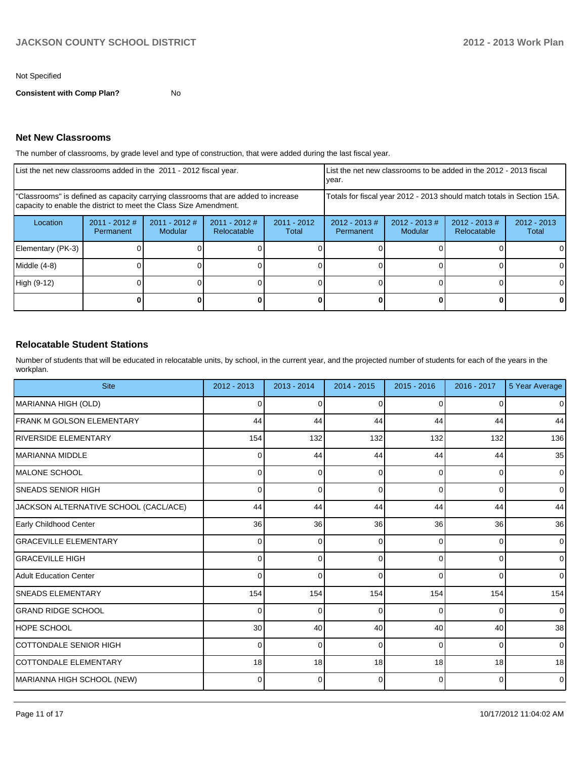Not Specified

**Consistent with Comp Plan?** No

### Net New Classrooms

The number of classrooms, by grade level and type of construction, that were added during the last fiscal year.

| List the net new classrooms added in the 2011 - 2012 fiscal year. | | | | | List the net new classrooms to be added in the 2012 - 2013 fiscal year. | | | |
|---|---|---|---|---|---|---|---|---|
| "Classrooms" is defined as capacity carrying classrooms that are added to increase capacity to enable the district to meet the Class Size Amendment. | | | | | Totals for fiscal year 2012 - 2013 should match totals in Section 15A. | | | |
| Location | 2011 - 2012 # Permanent | 2011 - 2012 # Modular | 2011 - 2012 # Relocatable | 2011 - 2012 Total | 2012 - 2013 # Permanent | 2012 - 2013 # Modular | 2012 - 2013 # Relocatable | 2012 - 2013 Total |
| Elementary (PK-3) | 0 | 0 | 0 | 0 | 0 | 0 | 0 | 0 |
| Middle (4-8) | 0 | 0 | 0 | 0 | 0 | 0 | 0 | 0 |
| High (9-12) | 0 | 0 | 0 | 0 | 0 | 0 | 0 | 0 |
| | **0** | **0** | **0** | **0** | **0** | **0** | **0** | **0** |

### Relocatable Student Stations

Number of students that will be educated in relocatable units, by school, in the current year, and the projected number of students for each of the years in the workplan.

| Site | 2012 - 2013 | 2013 - 2014 | 2014 - 2015 | 2015 - 2016 | 2016 - 2017 | 5 Year Average |
|---|---|---|---|---|---|---|
| MARIANNA HIGH (OLD) | 0 | 0 | 0 | 0 | 0 | 0 |
| FRANK M GOLSON ELEMENTARY | 44 | 44 | 44 | 44 | 44 | 44 |
| RIVERSIDE ELEMENTARY | 154 | 132 | 132 | 132 | 132 | 136 |
| MARIANNA MIDDLE | 0 | 44 | 44 | 44 | 44 | 35 |
| MALONE SCHOOL | 0 | 0 | 0 | 0 | 0 | 0 |
| SNEADS SENIOR HIGH | 0 | 0 | 0 | 0 | 0 | 0 |
| JACKSON ALTERNATIVE SCHOOL (CACL/ACE) | 44 | 44 | 44 | 44 | 44 | 44 |
| Early Childhood Center | 36 | 36 | 36 | 36 | 36 | 36 |
| GRACEVILLE ELEMENTARY | 0 | 0 | 0 | 0 | 0 | 0 |
| GRACEVILLE HIGH | 0 | 0 | 0 | 0 | 0 | 0 |
| Adult Education Center | 0 | 0 | 0 | 0 | 0 | 0 |
| SNEADS ELEMENTARY | 154 | 154 | 154 | 154 | 154 | 154 |
| GRAND RIDGE SCHOOL | 0 | 0 | 0 | 0 | 0 | 0 |
| HOPE SCHOOL | 30 | 40 | 40 | 40 | 40 | 38 |
| COTTONDALE SENIOR HIGH | 0 | 0 | 0 | 0 | 0 | 0 |
| COTTONDALE ELEMENTARY | 18 | 18 | 18 | 18 | 18 | 18 |
| MARIANNA HIGH SCHOOL (NEW) | 0 | 0 | 0 | 0 | 0 | 0 |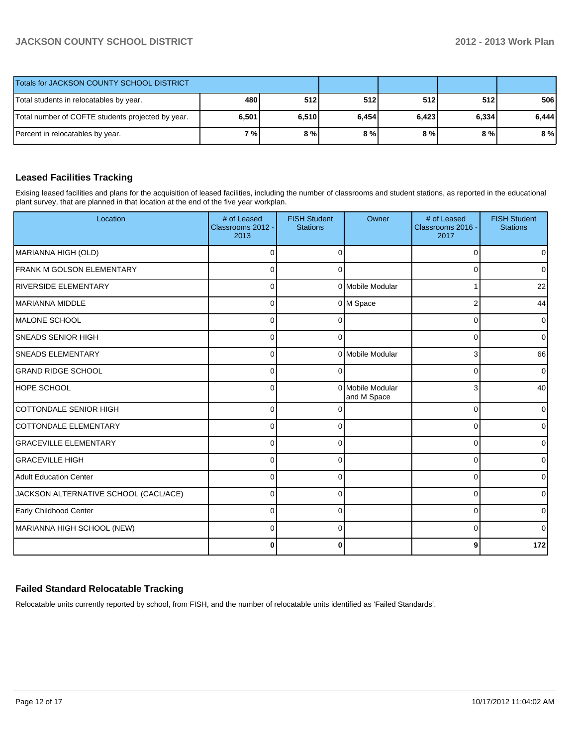| Totals for JACKSON COUNTY SCHOOL DISTRICT | | | | | | |
|---|---|---|---|---|---|---|
| Total students in relocatables by year. | 480 | 512 | 512 | 512 | 512 | 506 |
| Total number of COFTE students projected by year. | 6,501 | 6,510 | 6,454 | 6,423 | 6,334 | 6,444 |
| Percent in relocatables by year. | 7 % | 8 % | 8 % | 8 % | 8 % | 8 % |

## Leased Facilities Tracking

Exising leased facilities and plans for the acquisition of leased facilities, including the number of classrooms and student stations, as reported in the educational plant survey, that are planned in that location at the end of the five year workplan.

| Location | # of Leased Classrooms 2012 - 2013 | FISH Student Stations | Owner | # of Leased Classrooms 2016 - 2017 | FISH Student Stations |
|---|---|---|---|---|---|
| MARIANNA HIGH (OLD) | 0 | 0 | | 0 | 0 |
| FRANK M GOLSON ELEMENTARY | 0 | 0 | | 0 | 0 |
| RIVERSIDE ELEMENTARY | 0 | 0 | Mobile Modular | 1 | 22 |
| MARIANNA MIDDLE | 0 | 0 | M Space | 2 | 44 |
| MALONE SCHOOL | 0 | 0 | | 0 | 0 |
| SNEADS SENIOR HIGH | 0 | 0 | | 0 | 0 |
| SNEADS ELEMENTARY | 0 | 0 | Mobile Modular | 3 | 66 |
| GRAND RIDGE SCHOOL | 0 | 0 | | 0 | 0 |
| HOPE SCHOOL | 0 | 0 | Mobile Modular and M Space | 3 | 40 |
| COTTONDALE SENIOR HIGH | 0 | 0 | | 0 | 0 |
| COTTONDALE ELEMENTARY | 0 | 0 | | 0 | 0 |
| GRACEVILLE ELEMENTARY | 0 | 0 | | 0 | 0 |
| GRACEVILLE HIGH | 0 | 0 | | 0 | 0 |
| Adult Education Center | 0 | 0 | | 0 | 0 |
| JACKSON ALTERNATIVE SCHOOL (CACL/ACE) | 0 | 0 | | 0 | 0 |
| Early Childhood Center | 0 | 0 | | 0 | 0 |
| MARIANNA HIGH SCHOOL (NEW) | 0 | 0 | | 0 | 0 |
| | **0** | **0** | | **9** | **172** |

## Failed Standard Relocatable Tracking

Relocatable units currently reported by school, from FISH, and the number of relocatable units identified as 'Failed Standards'.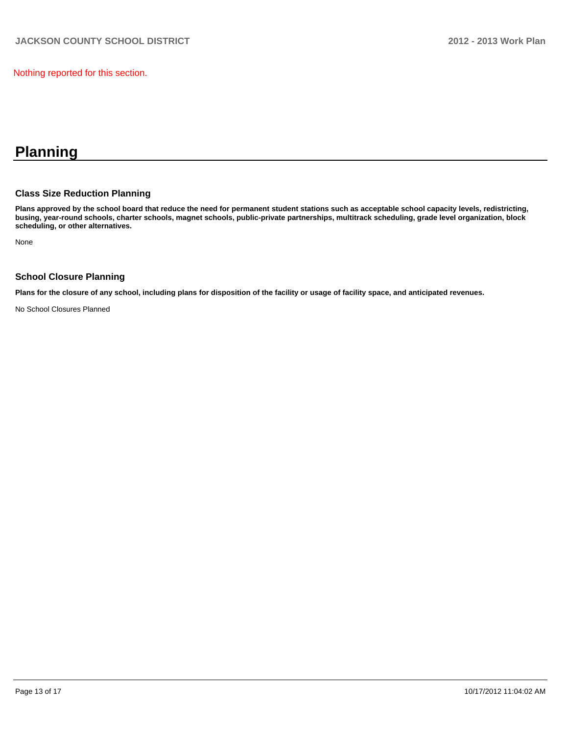Nothing reported for this section.

# Planning

## Class Size Reduction Planning

**Plans approved by the school board that reduce the need for permanent student stations such as acceptable school capacity levels, redistricting, busing, year-round schools, charter schools, magnet schools, public-private partnerships, multitrack scheduling, grade level organization, block scheduling, or other alternatives.**

None

## School Closure Planning

**Plans for the closure of any school, including plans for disposition of the facility or usage of facility space, and anticipated revenues.**

No School Closures Planned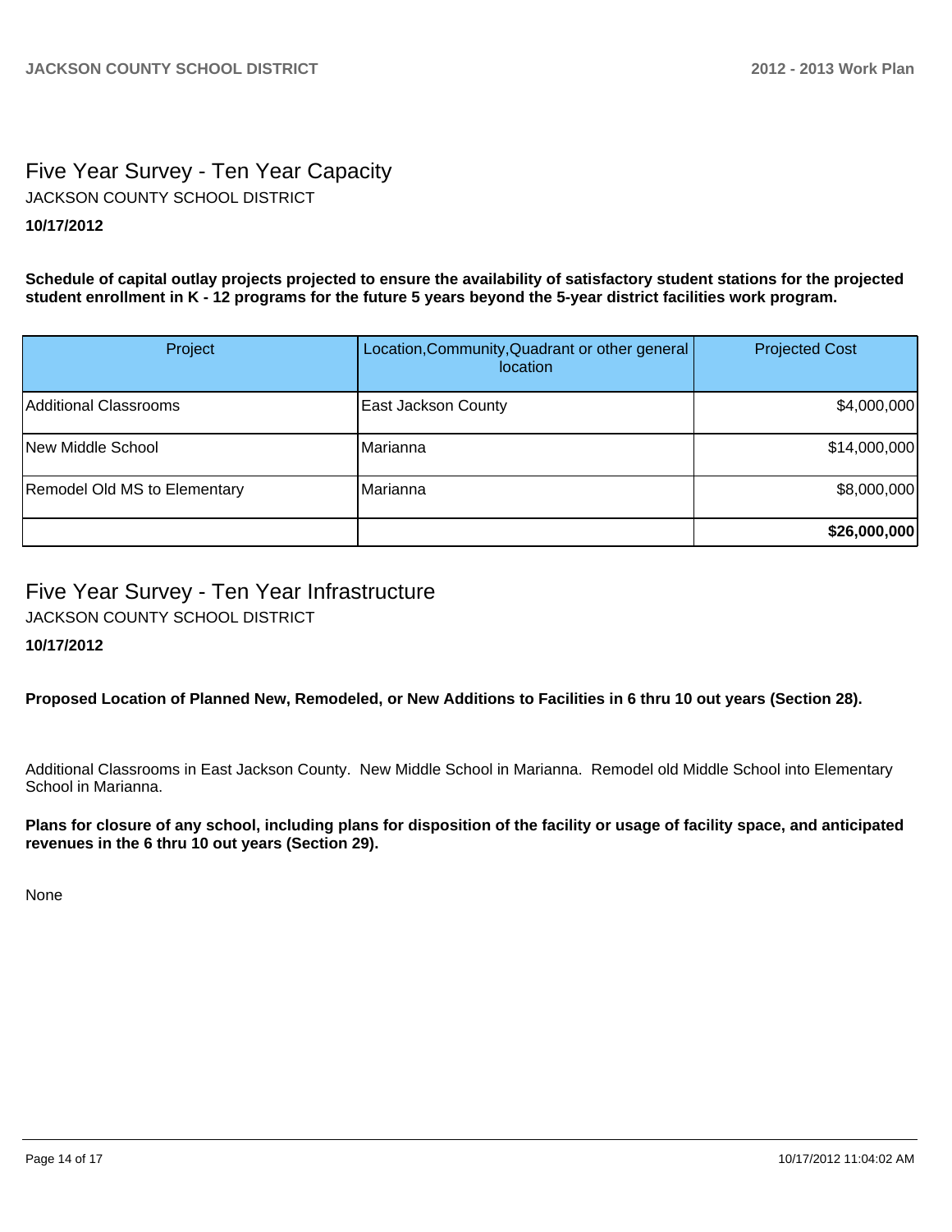## Five Year Survey - Ten Year Capacity

JACKSON COUNTY SCHOOL DISTRICT

**10/17/2012**

**Schedule of capital outlay projects projected to ensure the availability of satisfactory student stations for the projected student enrollment in K - 12 programs for the future 5 years beyond the 5-year district facilities work program.**

| Project | Location,Community,Quadrant or other general location | Projected Cost |
|---|---|---|
| Additional Classrooms | East Jackson County | $4,000,000 |
| New Middle School | Marianna | $14,000,000 |
| Remodel Old MS to Elementary | Marianna | $8,000,000 |
| | | **$26,000,000** |

## Five Year Survey - Ten Year Infrastructure

JACKSON COUNTY SCHOOL DISTRICT

**10/17/2012**

**Proposed Location of Planned New, Remodeled, or New Additions to Facilities in 6 thru 10 out years (Section 28).**

Additional Classrooms in East Jackson County. New Middle School in Marianna. Remodel old Middle School into Elementary School in Marianna.

**Plans for closure of any school, including plans for disposition of the facility or usage of facility space, and anticipated revenues in the 6 thru 10 out years (Section 29).**

None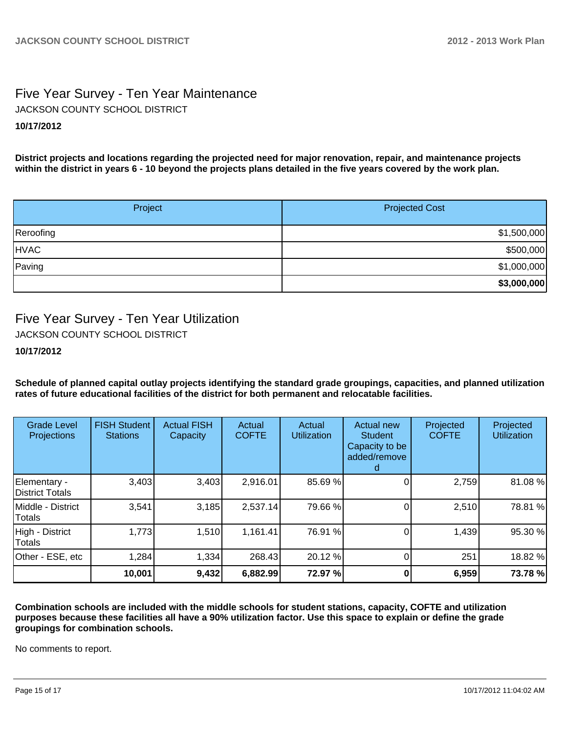## Five Year Survey - Ten Year Maintenance

JACKSON COUNTY SCHOOL DISTRICT

**10/17/2012**

**District projects and locations regarding the projected need for major renovation, repair, and maintenance projects within the district in years 6 - 10 beyond the projects plans detailed in the five years covered by the work plan.**

| Project | Projected Cost |
|---|---|
| Reroofing | $1,500,000 |
| HVAC | $500,000 |
| Paving | $1,000,000 |
| | **$3,000,000** |

## Five Year Survey - Ten Year Utilization

JACKSON COUNTY SCHOOL DISTRICT

**10/17/2012**

**Schedule of planned capital outlay projects identifying the standard grade groupings, capacities, and planned utilization rates of future educational facilities of the district for both permanent and relocatable facilities.**

| Grade Level Projections | FISH Student Stations | Actual FISH Capacity | Actual COFTE | Actual Utilization | Actual new Student Capacity to be added/removed | Projected COFTE | Projected Utilization |
|---|---|---|---|---|---|---|---|
| Elementary - District Totals | 3,403 | 3,403 | 2,916.01 | 85.69 % | 0 | 2,759 | 81.08 % |
| Middle - District Totals | 3,541 | 3,185 | 2,537.14 | 79.66 % | 0 | 2,510 | 78.81 % |
| High - District Totals | 1,773 | 1,510 | 1,161.41 | 76.91 % | 0 | 1,439 | 95.30 % |
| Other - ESE, etc | 1,284 | 1,334 | 268.43 | 20.12 % | 0 | 251 | 18.82 % |
| | **10,001** | **9,432** | **6,882.99** | **72.97 %** | **0** | **6,959** | **73.78 %** |

**Combination schools are included with the middle schools for student stations, capacity, COFTE and utilization purposes because these facilities all have a 90% utilization factor. Use this space to explain or define the grade groupings for combination schools.**

No comments to report.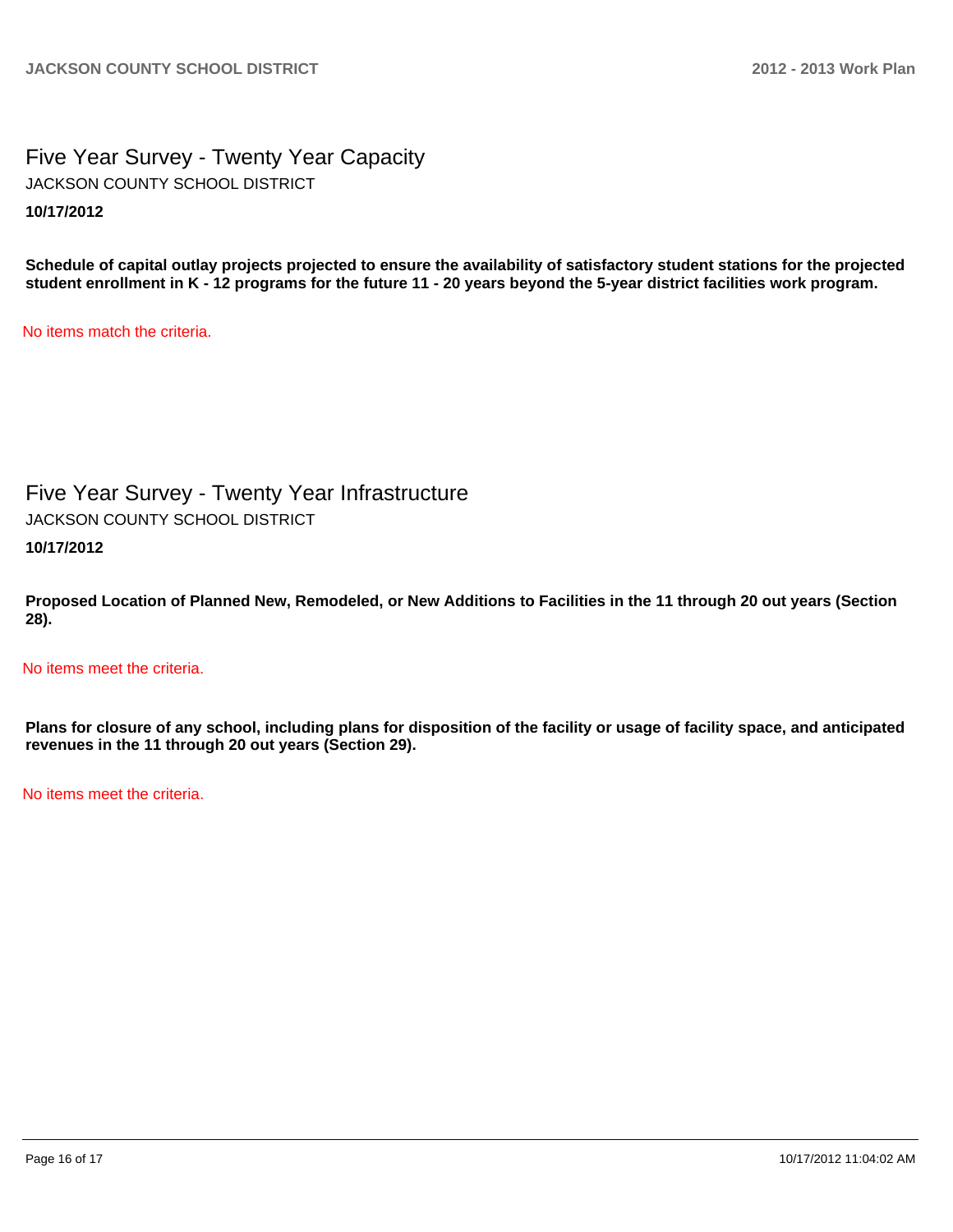# Five Year Survey - Twenty Year Capacity

JACKSON COUNTY SCHOOL DISTRICT

**10/17/2012**

**Schedule of capital outlay projects projected to ensure the availability of satisfactory student stations for the projected student enrollment in K - 12 programs for the future 11 - 20 years beyond the 5-year district facilities work program.**

No items match the criteria.

# Five Year Survey - Twenty Year Infrastructure

JACKSON COUNTY SCHOOL DISTRICT

**10/17/2012**

**Proposed Location of Planned New, Remodeled, or New Additions to Facilities in the 11 through 20 out years (Section 28).**

No items meet the criteria.

**Plans for closure of any school, including plans for disposition of the facility or usage of facility space, and anticipated revenues in the 11 through 20 out years (Section 29).**

No items meet the criteria.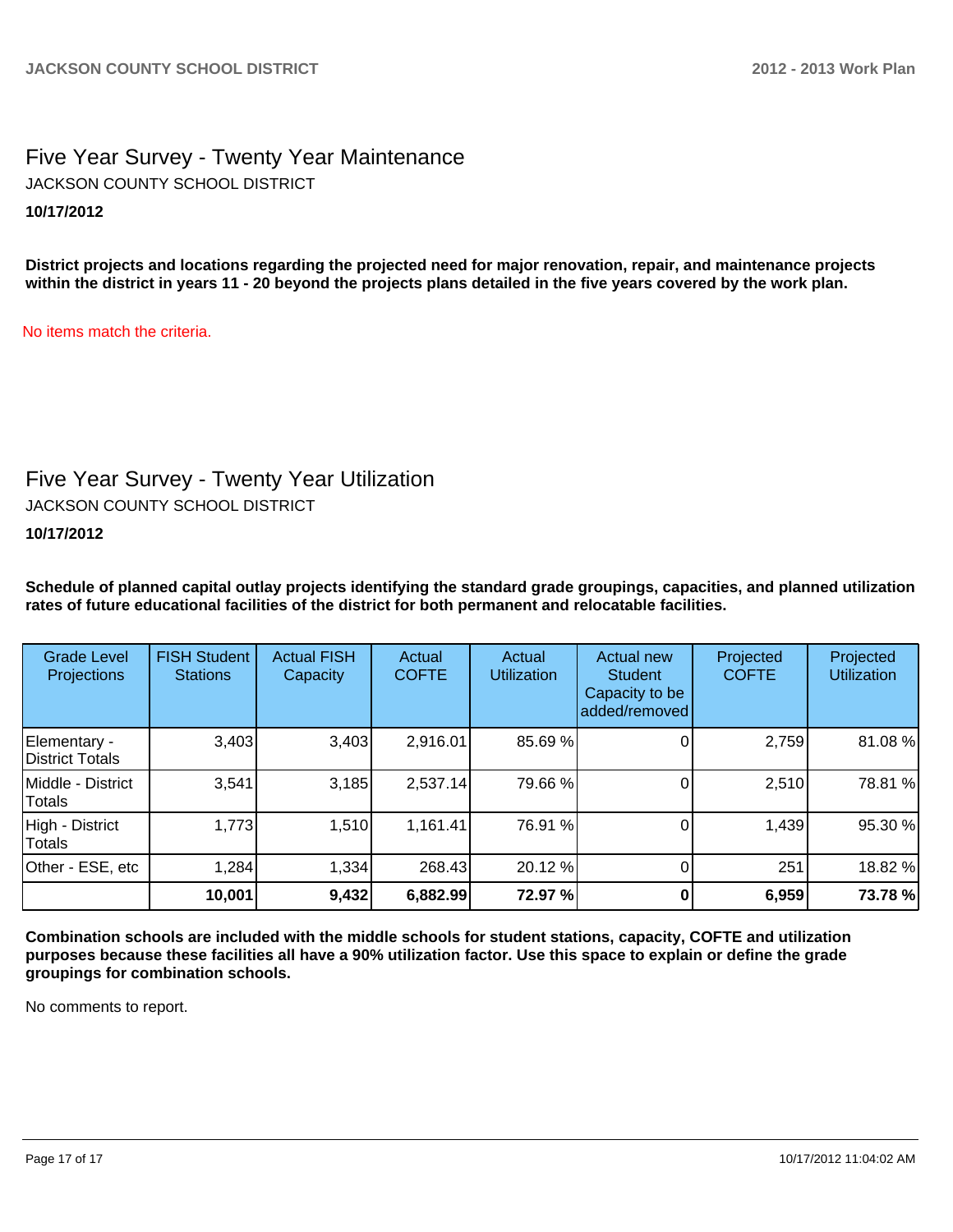# Five Year Survey - Twenty Year Maintenance

JACKSON COUNTY SCHOOL DISTRICT

**10/17/2012**

**District projects and locations regarding the projected need for major renovation, repair, and maintenance projects within the district in years 11 - 20 beyond the projects plans detailed in the five years covered by the work plan.**

No items match the criteria.

# Five Year Survey - Twenty Year Utilization

JACKSON COUNTY SCHOOL DISTRICT

**10/17/2012**

**Schedule of planned capital outlay projects identifying the standard grade groupings, capacities, and planned utilization rates of future educational facilities of the district for both permanent and relocatable facilities.**

| Grade Level Projections | FISH Student Stations | Actual FISH Capacity | Actual COFTE | Actual Utilization | Actual new Student Capacity to be added/removed | Projected COFTE | Projected Utilization |
|---|---|---|---|---|---|---|---|
| Elementary - District Totals | 3,403 | 3,403 | 2,916.01 | 85.69 % | 0 | 2,759 | 81.08 % |
| Middle - District Totals | 3,541 | 3,185 | 2,537.14 | 79.66 % | 0 | 2,510 | 78.81 % |
| High - District Totals | 1,773 | 1,510 | 1,161.41 | 76.91 % | 0 | 1,439 | 95.30 % |
| Other - ESE, etc | 1,284 | 1,334 | 268.43 | 20.12 % | 0 | 251 | 18.82 % |
| | **10,001** | **9,432** | **6,882.99** | **72.97 %** | **0** | **6,959** | **73.78 %** |

**Combination schools are included with the middle schools for student stations, capacity, COFTE and utilization purposes because these facilities all have a 90% utilization factor. Use this space to explain or define the grade groupings for combination schools.**

No comments to report.